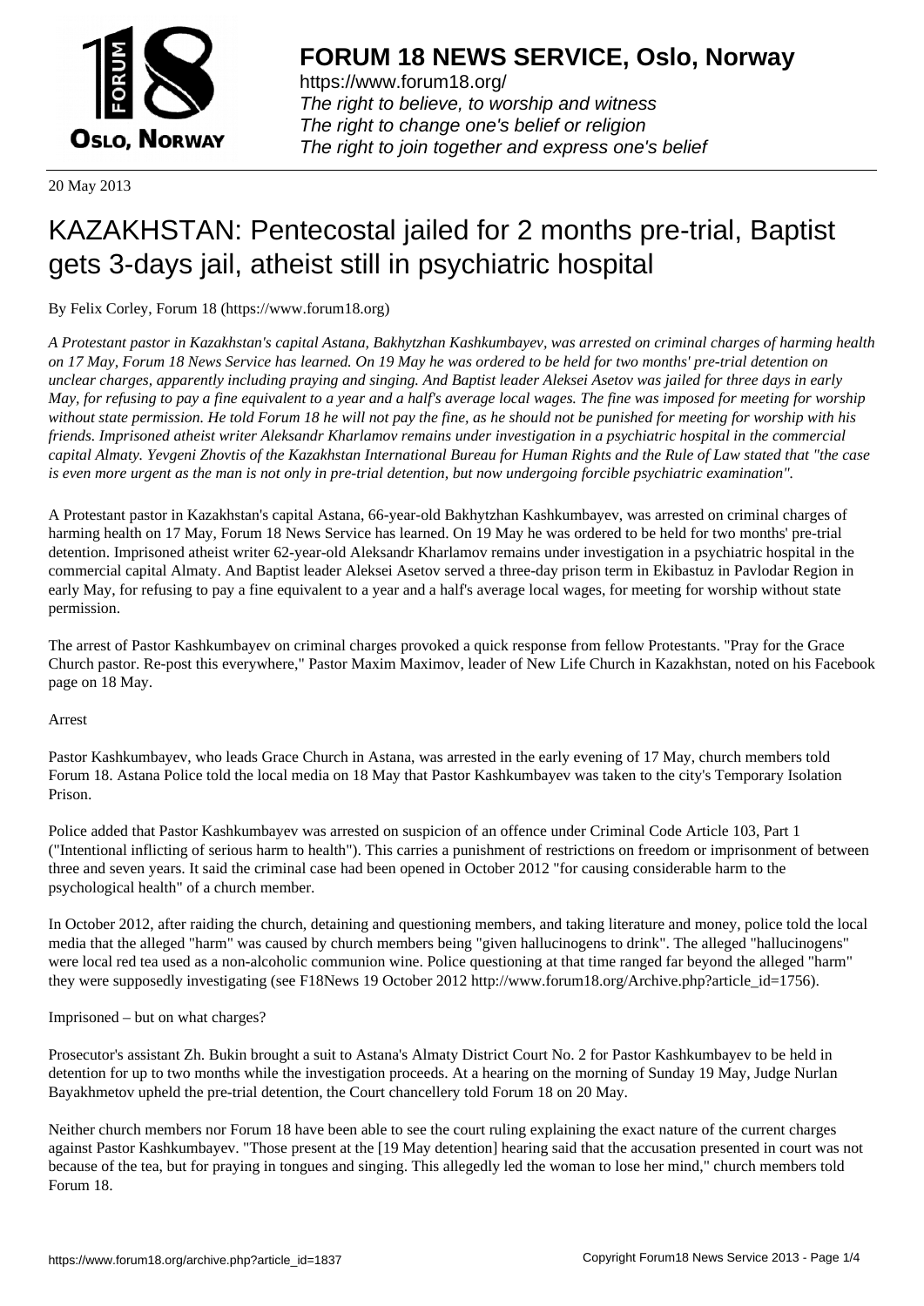20 May 2013

# KAZAKHSTAN: Pentecostal jailed for 2 months pre-trial, Baptist gets 3-days jail, atheist still in psychiatric hospital

By Felix Corley, Forum 18 (https://www.forum18.org)

*A Protestant pastor in Kazakhstan's capital Astana, Bakhytzhan Kashkumbayev, was arrested on criminal charges of harming health on 17 May, Forum 18 News Service has learned. On 19 May he was ordered to be held for two months' pre-trial detention on unclear charges, apparently including praying and singing. And Baptist leader Aleksei Asetov was jailed for three days in early May, for refusing to pay a fine equivalent to a year and a half's average local wages. The fine was imposed for meeting for worship without state permission. He told Forum 18 he will not pay the fine, as he should not be punished for meeting for worship with his friends. Imprisoned atheist writer Aleksandr Kharlamov remains under investigation in a psychiatric hospital in the commercial capital Almaty. Yevgeni Zhovtis of the Kazakhstan International Bureau for Human Rights and the Rule of Law stated that "the case is even more urgent as the man is not only in pre-trial detention, but now undergoing forcible psychiatric examination".*

A Protestant pastor in Kazakhstan's capital Astana, 66-year-old Bakhytzhan Kashkumbayev, was arrested on criminal charges of harming health on 17 May, Forum 18 News Service has learned. On 19 May he was ordered to be held for two months' pre-trial detention. Imprisoned atheist writer 62-year-old Aleksandr Kharlamov remains under investigation in a psychiatric hospital in the commercial capital Almaty. And Baptist leader Aleksei Asetov served a three-day prison term in Ekibastuz in Pavlodar Region in early May, for refusing to pay a fine equivalent to a year and a half's average local wages, for meeting for worship without state permission.

The arrest of Pastor Kashkumbayev on criminal charges provoked a quick response from fellow Protestants. "Pray for the Grace Church pastor. Re-post this everywhere," Pastor Maxim Maximov, leader of New Life Church in Kazakhstan, noted on his Facebook page on 18 May.

Arrest

Pastor Kashkumbayev, who leads Grace Church in Astana, was arrested in the early evening of 17 May, church members told Forum 18. Astana Police told the local media on 18 May that Pastor Kashkumbayev was taken to the city's Temporary Isolation Prison.

Police added that Pastor Kashkumbayev was arrested on suspicion of an offence under Criminal Code Article 103, Part 1 ("Intentional inflicting of serious harm to health"). This carries a punishment of restrictions on freedom or imprisonment of between three and seven years. It said the criminal case had been opened in October 2012 "for causing considerable harm to the psychological health" of a church member.

In October 2012, after raiding the church, detaining and questioning members, and taking literature and money, police told the local media that the alleged "harm" was caused by church members being "given hallucinogens to drink". The alleged "hallucinogens" were local red tea used as a non-alcoholic communion wine. Police questioning at that time ranged far beyond the alleged "harm" they were supposedly investigating (see F18News 19 October 2012 http://www.forum18.org/Archive.php?article_id=1756).

Imprisoned – but on what charges?

Prosecutor's assistant Zh. Bukin brought a suit to Astana's Almaty District Court No. 2 for Pastor Kashkumbayev to be held in detention for up to two months while the investigation proceeds. At a hearing on the morning of Sunday 19 May, Judge Nurlan Bayakhmetov upheld the pre-trial detention, the Court chancellery told Forum 18 on 20 May.

Neither church members nor Forum 18 have been able to see the court ruling explaining the exact nature of the current charges against Pastor Kashkumbayev. "Those present at the [19 May detention] hearing said that the accusation presented in court was not because of the tea, but for praying in tongues and singing. This allegedly led the woman to lose her mind," church members told Forum 18.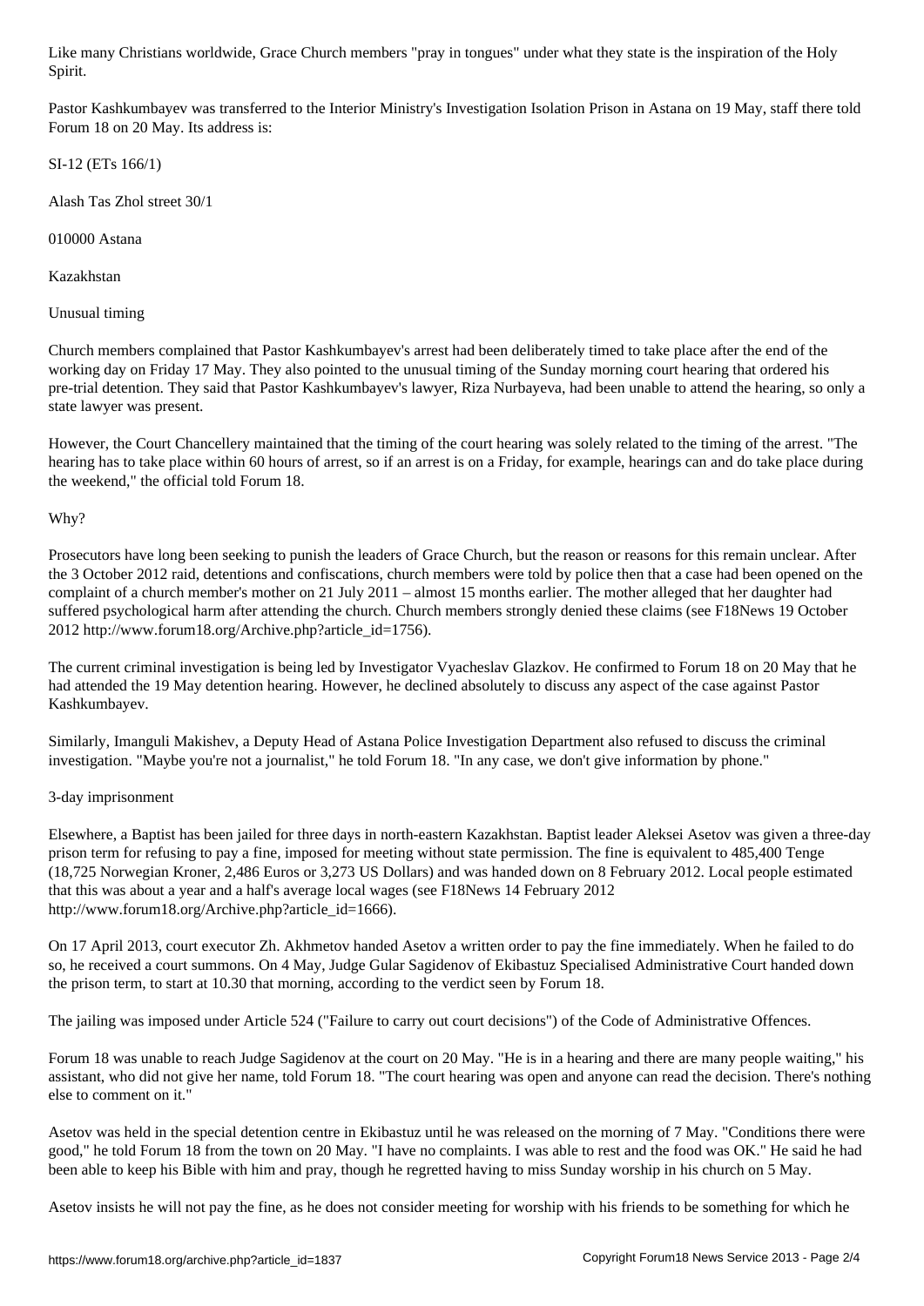Like many Christians worldwide, Grace Church members "pray in tongues" under what they state is the inspiration of the Holy Spirit.

Pastor Kashkumbayev was transferred to the Interior Ministry's Investigation Isolation Prison in Astana on 19 May, staff there told Forum 18 on 20 May. Its address is:

SI-12 (ETs 166/1)

Alash Tas Zhol street 30/1

010000 Astana

Kazakhstan

## Unusual timing

Church members complained that Pastor Kashkumbayev's arrest had been deliberately timed to take place after the end of the working day on Friday 17 May. They also pointed to the unusual timing of the Sunday morning court hearing that ordered his pre-trial detention. They said that Pastor Kashkumbayev's lawyer, Riza Nurbayeva, had been unable to attend the hearing, so only a state lawyer was present.

However, the Court Chancellery maintained that the timing of the court hearing was solely related to the timing of the arrest. "The hearing has to take place within 60 hours of arrest, so if an arrest is on a Friday, for example, hearings can and do take place during the weekend," the official told Forum 18.

## Why?

Prosecutors have long been seeking to punish the leaders of Grace Church, but the reason or reasons for this remain unclear. After the 3 October 2012 raid, detentions and confiscations, church members were told by police then that a case had been opened on the complaint of a church member's mother on 21 July 2011 – almost 15 months earlier. The mother alleged that her daughter had suffered psychological harm after attending the church. Church members strongly denied these claims (see F18News 19 October 2012 http://www.forum18.org/Archive.php?article_id=1756).

The current criminal investigation is being led by Investigator Vyacheslav Glazkov. He confirmed to Forum 18 on 20 May that he had attended the 19 May detention hearing. However, he declined absolutely to discuss any aspect of the case against Pastor Kashkumbayev.

Similarly, Imanguli Makishev, a Deputy Head of Astana Police Investigation Department also refused to discuss the criminal investigation. "Maybe you're not a journalist," he told Forum 18. "In any case, we don't give information by phone."

## 3-day imprisonment

Elsewhere, a Baptist has been jailed for three days in north-eastern Kazakhstan. Baptist leader Aleksei Asetov was given a three-day prison term for refusing to pay a fine, imposed for meeting without state permission. The fine is equivalent to 485,400 Tenge (18,725 Norwegian Kroner, 2,486 Euros or 3,273 US Dollars) and was handed down on 8 February 2012. Local people estimated that this was about a year and a half's average local wages (see F18News 14 February 2012 http://www.forum18.org/Archive.php?article_id=1666).

On 17 April 2013, court executor Zh. Akhmetov handed Asetov a written order to pay the fine immediately. When he failed to do so, he received a court summons. On 4 May, Judge Gular Sagidenov of Ekibastuz Specialised Administrative Court handed down the prison term, to start at 10.30 that morning, according to the verdict seen by Forum 18.

The jailing was imposed under Article 524 ("Failure to carry out court decisions") of the Code of Administrative Offences.

Forum 18 was unable to reach Judge Sagidenov at the court on 20 May. "He is in a hearing and there are many people waiting," his assistant, who did not give her name, told Forum 18. "The court hearing was open and anyone can read the decision. There's nothing else to comment on it."

Asetov was held in the special detention centre in Ekibastuz until he was released on the morning of 7 May. "Conditions there were good," he told Forum 18 from the town on 20 May. "I have no complaints. I was able to rest and the food was OK." He said he had been able to keep his Bible with him and pray, though he regretted having to miss Sunday worship in his church on 5 May.

Asetov insists he will not pay the fine, as he does not consider meeting for worship with his friends to be something for which he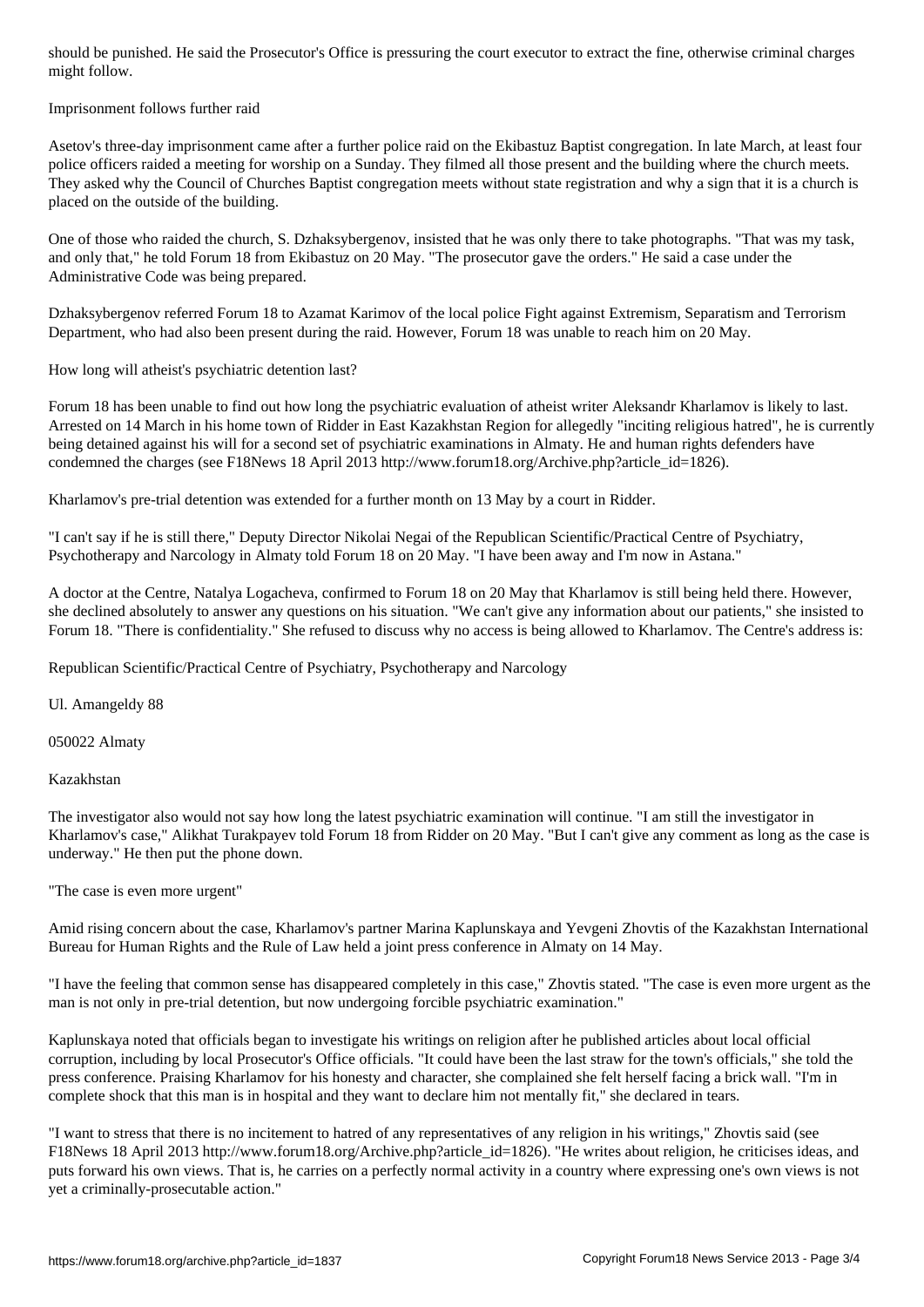should be punished. He said the Prosecutor's Office is pressuring the court executor to extract the fine, otherwise criminal charges might follow.

## Imprisonment follows further raid

Asetov's three-day imprisonment came after a further police raid on the Ekibastuz Baptist congregation. In late March, at least four police officers raided a meeting for worship on a Sunday. They filmed all those present and the building where the church meets. They asked why the Council of Churches Baptist congregation meets without state registration and why a sign that it is a church is placed on the outside of the building.

One of those who raided the church, S. Dzhaksybergenov, insisted that he was only there to take photographs. "That was my task, and only that," he told Forum 18 from Ekibastuz on 20 May. "The prosecutor gave the orders." He said a case under the Administrative Code was being prepared.

Dzhaksybergenov referred Forum 18 to Azamat Karimov of the local police Fight against Extremism, Separatism and Terrorism Department, who had also been present during the raid. However, Forum 18 was unable to reach him on 20 May.

## How long will atheist's psychiatric detention last?

Forum 18 has been unable to find out how long the psychiatric evaluation of atheist writer Aleksandr Kharlamov is likely to last. Arrested on 14 March in his home town of Ridder in East Kazakhstan Region for allegedly "inciting religious hatred", he is currently being detained against his will for a second set of psychiatric examinations in Almaty. He and human rights defenders have condemned the charges (see F18News 18 April 2013 http://www.forum18.org/Archive.php?article_id=1826).

Kharlamov's pre-trial detention was extended for a further month on 13 May by a court in Ridder.

"I can't say if he is still there," Deputy Director Nikolai Negai of the Republican Scientific/Practical Centre of Psychiatry, Psychotherapy and Narcology in Almaty told Forum 18 on 20 May. "I have been away and I'm now in Astana."

A doctor at the Centre, Natalya Logacheva, confirmed to Forum 18 on 20 May that Kharlamov is still being held there. However, she declined absolutely to answer any questions on his situation. "We can't give any information about our patients," she insisted to Forum 18. "There is confidentiality." She refused to discuss why no access is being allowed to Kharlamov. The Centre's address is:

Republican Scientific/Practical Centre of Psychiatry, Psychotherapy and Narcology

Ul. Amangeldy 88

050022 Almaty

Kazakhstan

The investigator also would not say how long the latest psychiatric examination will continue. "I am still the investigator in Kharlamov's case," Alikhat Turakpayev told Forum 18 from Ridder on 20 May. "But I can't give any comment as long as the case is underway." He then put the phone down.

## "The case is even more urgent"

Amid rising concern about the case, Kharlamov's partner Marina Kaplunskaya and Yevgeni Zhovtis of the Kazakhstan International Bureau for Human Rights and the Rule of Law held a joint press conference in Almaty on 14 May.

"I have the feeling that common sense has disappeared completely in this case," Zhovtis stated. "The case is even more urgent as the man is not only in pre-trial detention, but now undergoing forcible psychiatric examination."

Kaplunskaya noted that officials began to investigate his writings on religion after he published articles about local official corruption, including by local Prosecutor's Office officials. "It could have been the last straw for the town's officials," she told the press conference. Praising Kharlamov for his honesty and character, she complained she felt herself facing a brick wall. "I'm in complete shock that this man is in hospital and they want to declare him not mentally fit," she declared in tears.

"I want to stress that there is no incitement to hatred of any representatives of any religion in his writings," Zhovtis said (see F18News 18 April 2013 http://www.forum18.org/Archive.php?article_id=1826). "He writes about religion, he criticises ideas, and puts forward his own views. That is, he carries on a perfectly normal activity in a country where expressing one's own views is not yet a criminally-prosecutable action."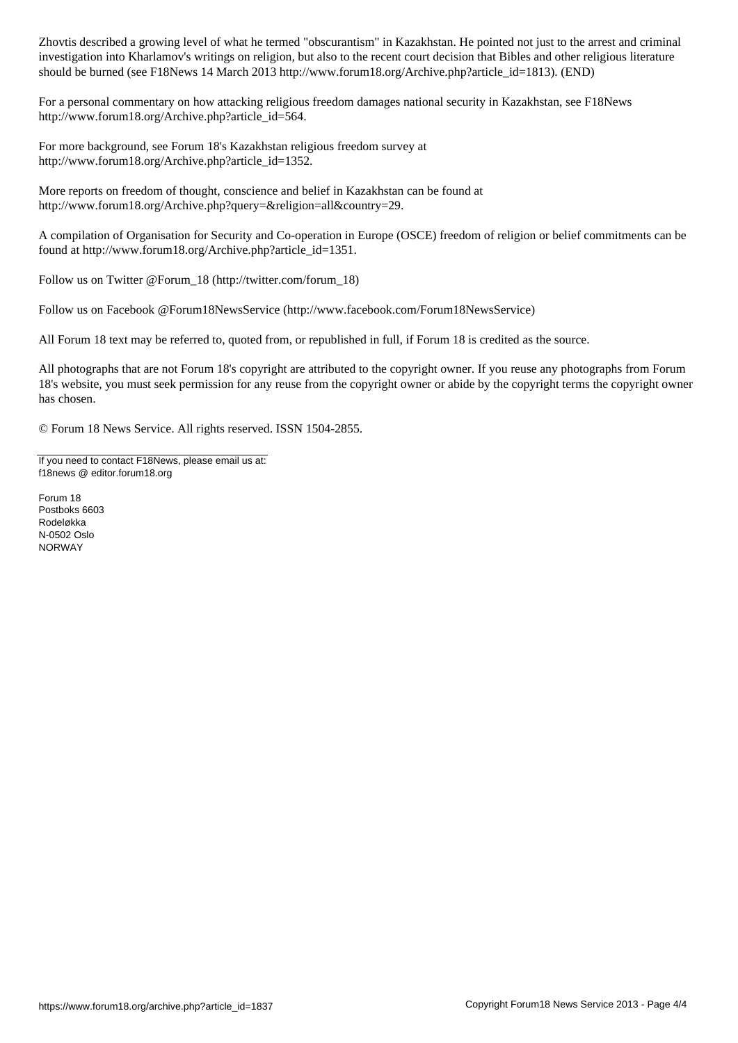Zhovtis described a growing level of what he termed "obscurantism" in Kazakhstan. He pointed not just to the arrest and criminal investigation into Kharlamov's writings on religion, but also to the recent court decision that Bibles and other religious literature should be burned (see F18News 14 March 2013 http://www.forum18.org/Archive.php?article_id=1813). (END)

For a personal commentary on how attacking religious freedom damages national security in Kazakhstan, see F18News http://www.forum18.org/Archive.php?article_id=564.

For more background, see Forum 18's Kazakhstan religious freedom survey at http://www.forum18.org/Archive.php?article_id=1352.

More reports on freedom of thought, conscience and belief in Kazakhstan can be found at http://www.forum18.org/Archive.php?query=&religion=all&country=29.

A compilation of Organisation for Security and Co-operation in Europe (OSCE) freedom of religion or belief commitments can be found at http://www.forum18.org/Archive.php?article_id=1351.

Follow us on Twitter @Forum_18 (http://twitter.com/forum_18)

Follow us on Facebook @Forum18NewsService (http://www.facebook.com/Forum18NewsService)

All Forum 18 text may be referred to, quoted from, or republished in full, if Forum 18 is credited as the source.

All photographs that are not Forum 18's copyright are attributed to the copyright owner. If you reuse any photographs from Forum 18's website, you must seek permission for any reuse from the copyright owner or abide by the copyright terms the copyright owner has chosen.

© Forum 18 News Service. All rights reserved. ISSN 1504-2855.

---

If you need to contact F18News, please email us at:
f18news @ editor.forum18.org

Forum 18
Postboks 6603
Rodeløkka
N-0502 Oslo
NORWAY